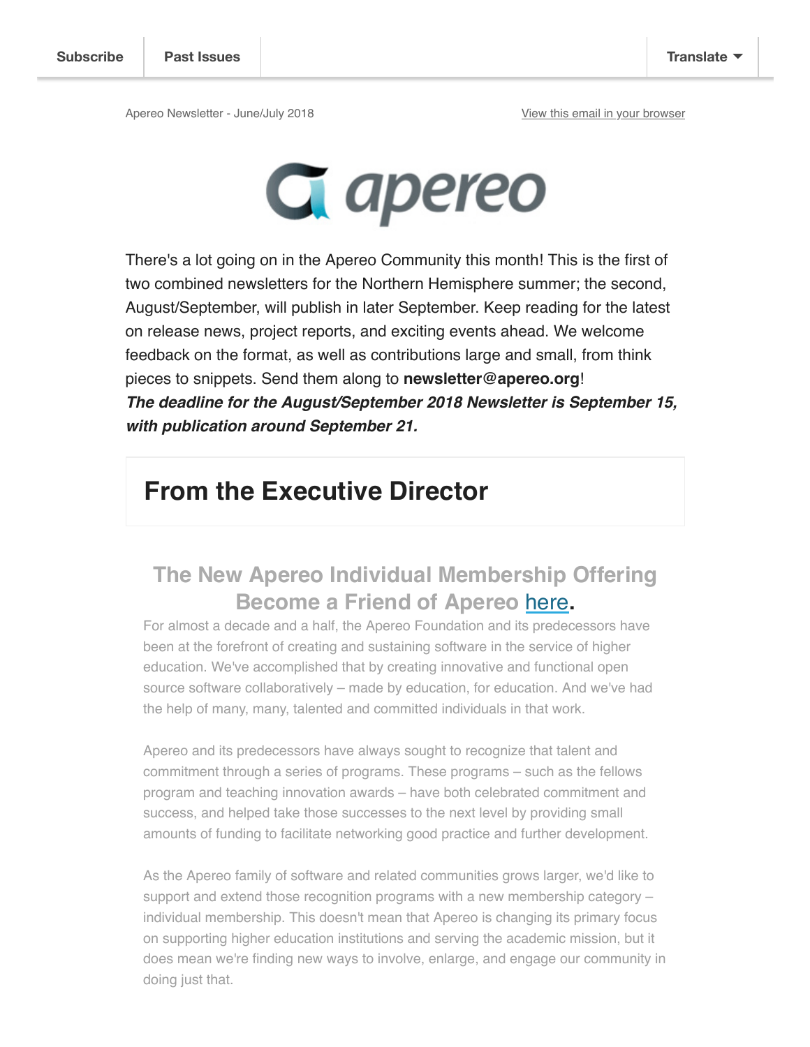Subscribe | Past Issues | Translate

Apereo Newsletter - June/July 2018

View this email in your browser

apereo

There's a lot going on in the Apereo Community this month! This is the first of two combined newsletters for the Northern Hemisphere summer; the second, August/September, will publish in later September. Keep reading for the latest on release news, project reports, and exciting events ahead. We welcome feedback on the format, as well as contributions large and small, from think pieces to snippets. Send them along to **newsletter@apereo.org**!

***The deadline for the August/September 2018 Newsletter is September 15, with publication around September 21.***

# From the Executive Director

## The New Apereo Individual Membership Offering
## Become a Friend of Apereo here.

For almost a decade and a half, the Apereo Foundation and its predecessors have been at the forefront of creating and sustaining software in the service of higher education. We've accomplished that by creating innovative and functional open source software collaboratively – made by education, for education. And we've had the help of many, many, talented and committed individuals in that work.

Apereo and its predecessors have always sought to recognize that talent and commitment through a series of programs. These programs – such as the fellows program and teaching innovation awards – have both celebrated commitment and success, and helped take those successes to the next level by providing small amounts of funding to facilitate networking good practice and further development.

As the Apereo family of software and related communities grows larger, we'd like to support and extend those recognition programs with a new membership category – individual membership. This doesn't mean that Apereo is changing its primary focus on supporting higher education institutions and serving the academic mission, but it does mean we're finding new ways to involve, enlarge, and engage our community in doing just that.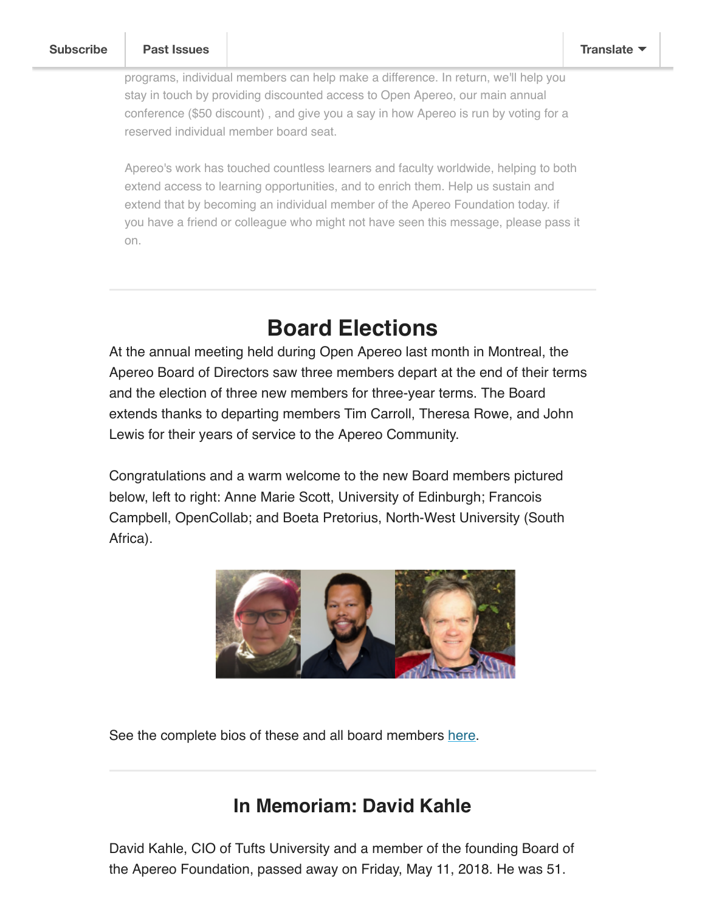programs, individual members can help make a difference. In return, we'll help you stay in touch by providing discounted access to Open Apereo, our main annual conference ($50 discount) , and give you a say in how Apereo is run by voting for a reserved individual member board seat.

Apereo's work has touched countless learners and faculty worldwide, helping to both extend access to learning opportunities, and to enrich them. Help us sustain and extend that by becoming an individual member of the Apereo Foundation today. if you have a friend or colleague who might not have seen this message, please pass it on.

---

## Board Elections

At the annual meeting held during Open Apereo last month in Montreal, the Apereo Board of Directors saw three members depart at the end of their terms and the election of three new members for three-year terms. The Board extends thanks to departing members Tim Carroll, Theresa Rowe, and John Lewis for their years of service to the Apereo Community.

Congratulations and a warm welcome to the new Board members pictured below, left to right: Anne Marie Scott, University of Edinburgh; Francois Campbell, OpenCollab; and Boeta Pretorius, North-West University (South Africa).

See the complete bios of these and all board members here.

---

## In Memoriam: David Kahle

David Kahle, CIO of Tufts University and a member of the founding Board of the Apereo Foundation, passed away on Friday, May 11, 2018. He was 51.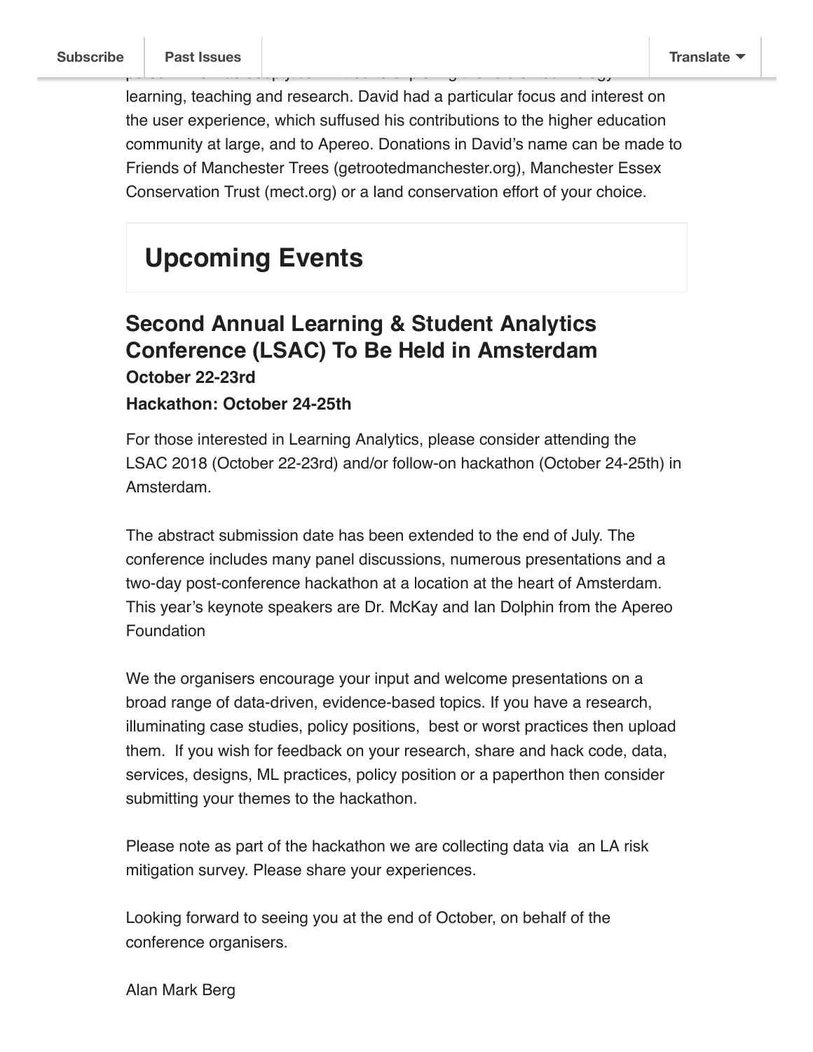learning, teaching and research. David had a particular focus and interest on the user experience, which suffused his contributions to the higher education community at large, and to Apereo. Donations in David's name can be made to Friends of Manchester Trees (getrootedmanchester.org), Manchester Essex Conservation Trust (mect.org) or a land conservation effort of your choice.

# Upcoming Events

## Second Annual Learning & Student Analytics Conference (LSAC) To Be Held in Amsterdam

### October 22-23rd

### Hackathon: October 24-25th

For those interested in Learning Analytics, please consider attending the LSAC 2018 (October 22-23rd) and/or follow-on hackathon (October 24-25th) in Amsterdam.

The abstract submission date has been extended to the end of July. The conference includes many panel discussions, numerous presentations and a two-day post-conference hackathon at a location at the heart of Amsterdam. This year's keynote speakers are Dr. McKay and Ian Dolphin from the Apereo Foundation

We the organisers encourage your input and welcome presentations on a broad range of data-driven, evidence-based topics. If you have a research, illuminating case studies, policy positions,  best or worst practices then upload them.  If you wish for feedback on your research, share and hack code, data, services, designs, ML practices, policy position or a paperthon then consider submitting your themes to the hackathon.

Please note as part of the hackathon we are collecting data via  an LA risk mitigation survey. Please share your experiences.

Looking forward to seeing you at the end of October, on behalf of the conference organisers.

Alan Mark Berg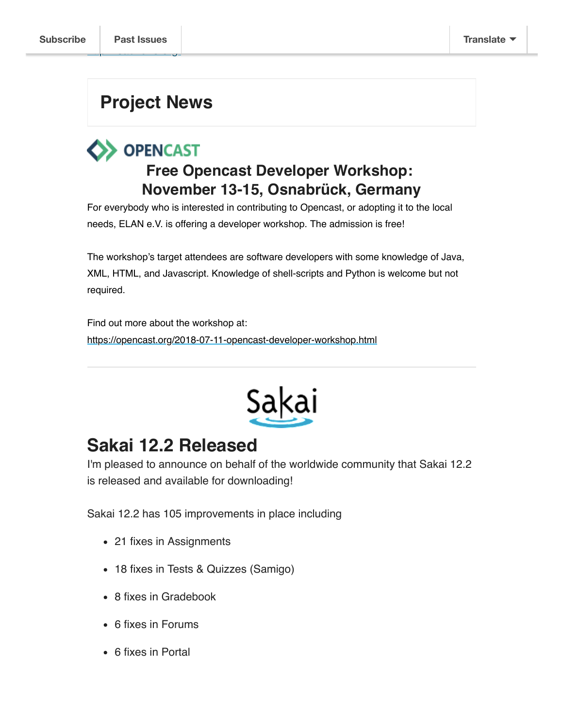## Project News

### Free Opencast Developer Workshop: November 13-15, Osnabrück, Germany

For everybody who is interested in contributing to Opencast, or adopting it to the local needs, ELAN e.V. is offering a developer workshop. The admission is free!

The workshop's target attendees are software developers with some knowledge of Java, XML, HTML, and Javascript. Knowledge of shell-scripts and Python is welcome but not required.

Find out more about the workshop at:
https://opencast.org/2018-07-11-opencast-developer-workshop.html

---

## Sakai 12.2 Released

I'm pleased to announce on behalf of the worldwide community that Sakai 12.2 is released and available for downloading!

Sakai 12.2 has 105 improvements in place including

- 21 fixes in Assignments
- 18 fixes in Tests & Quizzes (Samigo)
- 8 fixes in Gradebook
- 6 fixes in Forums
- 6 fixes in Portal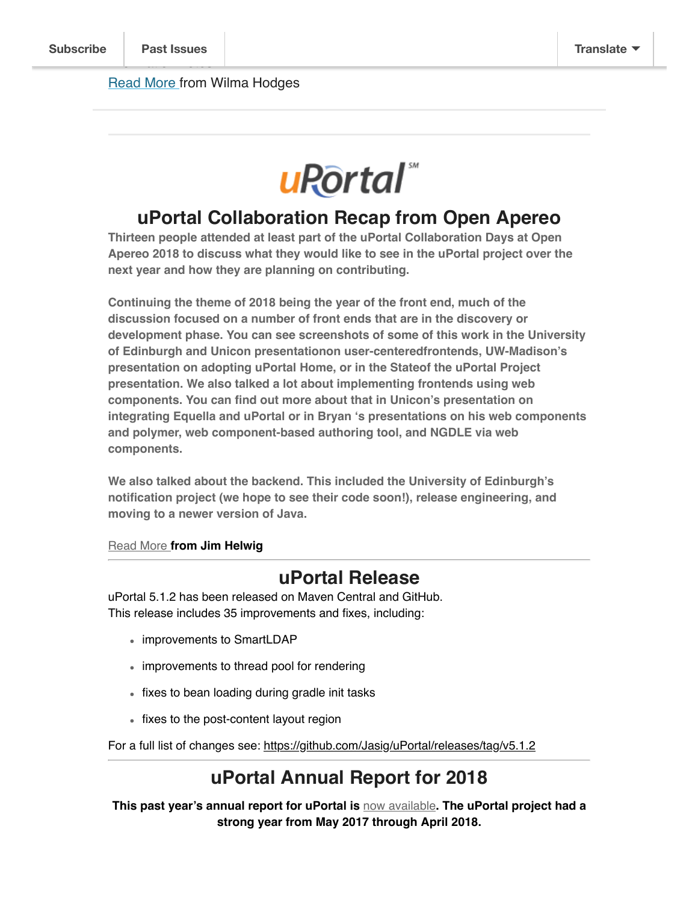Read More from Wilma Hodges

## uPortal Collaboration Recap from Open Apereo

**Thirteen people attended at least part of the uPortal Collaboration Days at Open Apereo 2018 to discuss what they would like to see in the uPortal project over the next year and how they are planning on contributing.**

**Continuing the theme of 2018 being the year of the front end, much of the discussion focused on a number of front ends that are in the discovery or development phase. You can see screenshots of some of this work in the University of Edinburgh and Unicon presentationon user-centeredfrontends, UW-Madison's presentation on adopting uPortal Home, or in the Stateof the uPortal Project presentation. We also talked a lot about implementing frontends using web components. You can find out more about that in Unicon's presentation on integrating Equella and uPortal or in Bryan 's presentations on his web components and polymer, web component-based authoring tool, and NGDLE via web components.**

**We also talked about the backend. This included the University of Edinburgh's notification project (we hope to see their code soon!), release engineering, and moving to a newer version of Java.**

Read More **from Jim Helwig**

---

## uPortal Release

uPortal 5.1.2 has been released on Maven Central and GitHub.
This release includes 35 improvements and fixes, including:

- improvements to SmartLDAP
- improvements to thread pool for rendering
- fixes to bean loading during gradle init tasks
- fixes to the post-content layout region

For a full list of changes see: https://github.com/Jasig/uPortal/releases/tag/v5.1.2

---

## uPortal Annual Report for 2018

**This past year's annual report for uPortal is** now available**. The uPortal project had a strong year from May 2017 through April 2018.**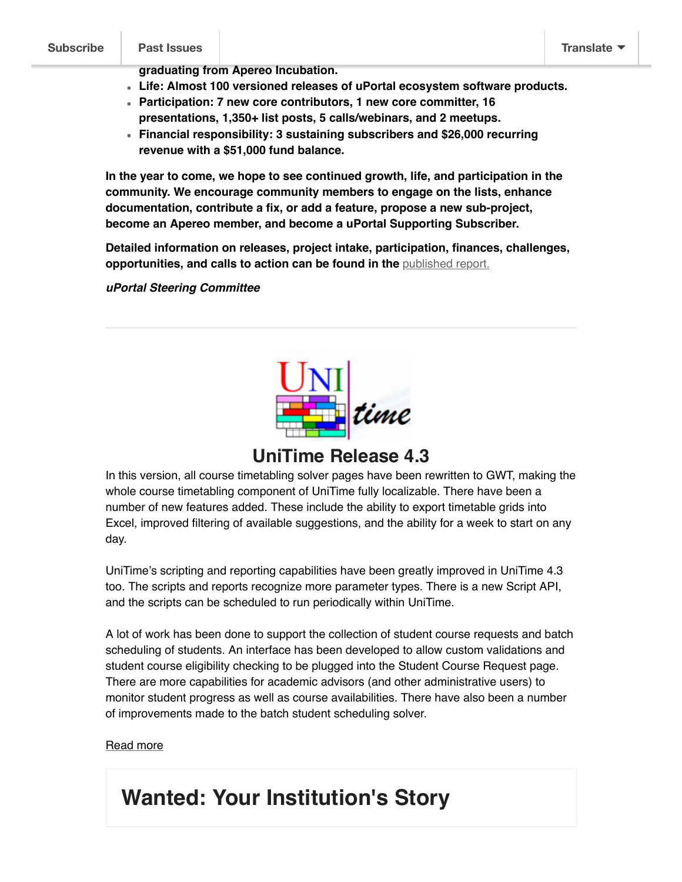- **graduating from Apereo Incubation.**
- **Life: Almost 100 versioned releases of uPortal ecosystem software products.**
- **Participation: 7 new core contributors, 1 new core committer, 16 presentations, 1,350+ list posts, 5 calls/webinars, and 2 meetups.**
- **Financial responsibility: 3 sustaining subscribers and $26,000 recurring revenue with a $51,000 fund balance.**

**In the year to come, we hope to see continued growth, life, and participation in the community. We encourage community members to engage on the lists, enhance documentation, contribute a fix, or add a feature, propose a new sub-project, become an Apereo member, and become a uPortal Supporting Subscriber.**

**Detailed information on releases, project intake, participation, finances, challenges, opportunities, and calls to action can be found in the** published report.

***uPortal Steering Committee***

---

## UniTime Release 4.3

In this version, all course timetabling solver pages have been rewritten to GWT, making the whole course timetabling component of UniTime fully localizable. There have been a number of new features added. These include the ability to export timetable grids into Excel, improved filtering of available suggestions, and the ability for a week to start on any day.

UniTime's scripting and reporting capabilities have been greatly improved in UniTime 4.3 too. The scripts and reports recognize more parameter types. There is a new Script API, and the scripts can be scheduled to run periodically within UniTime.

A lot of work has been done to support the collection of student course requests and batch scheduling of students. An interface has been developed to allow custom validations and student course eligibility checking to be plugged into the Student Course Request page. There are more capabilities for academic advisors (and other administrative users) to monitor student progress as well as course availabilities. There have also been a number of improvements made to the batch student scheduling solver.

Read more

## Wanted: Your Institution's Story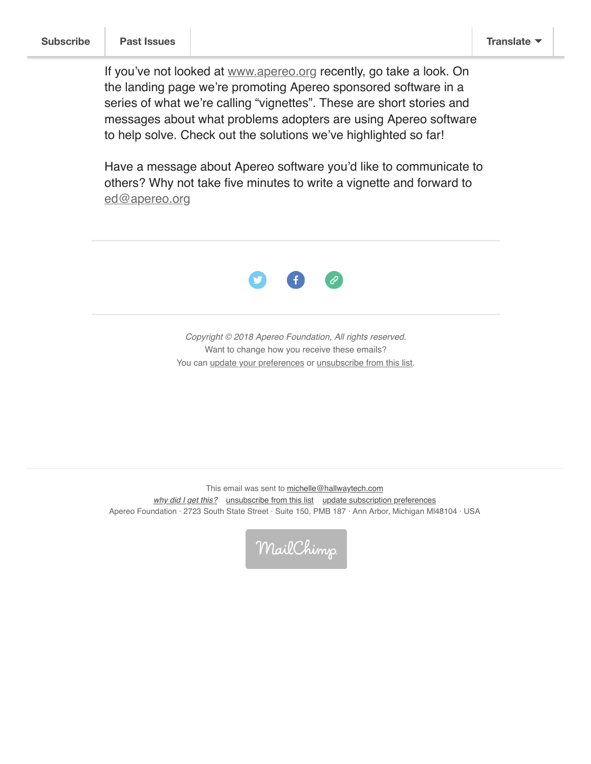Subscribe | Past Issues | Translate

If you've not looked at [www.apereo.org](http://www.apereo.org) recently, go take a look. On the landing page we're promoting Apereo sponsored software in a series of what we're calling "vignettes". These are short stories and messages about what problems adopters are using Apereo software to help solve. Check out the solutions we've highlighted so far!

Have a message about Apereo software you'd like to communicate to others? Why not take five minutes to write a vignette and forward to ed@apereo.org

---

*Copyright © 2018 Apereo Foundation, All rights reserved.*

Want to change how you receive these emails?

You can update your preferences or unsubscribe from this list.

---

This email was sent to michelle@hallwaytech.com

*why did I get this?* unsubscribe from this list update subscription preferences

Apereo Foundation · 2723 South State Street · Suite 150, PMB 187 · Ann Arbor, Michigan MI48104 · USA

MailChimp